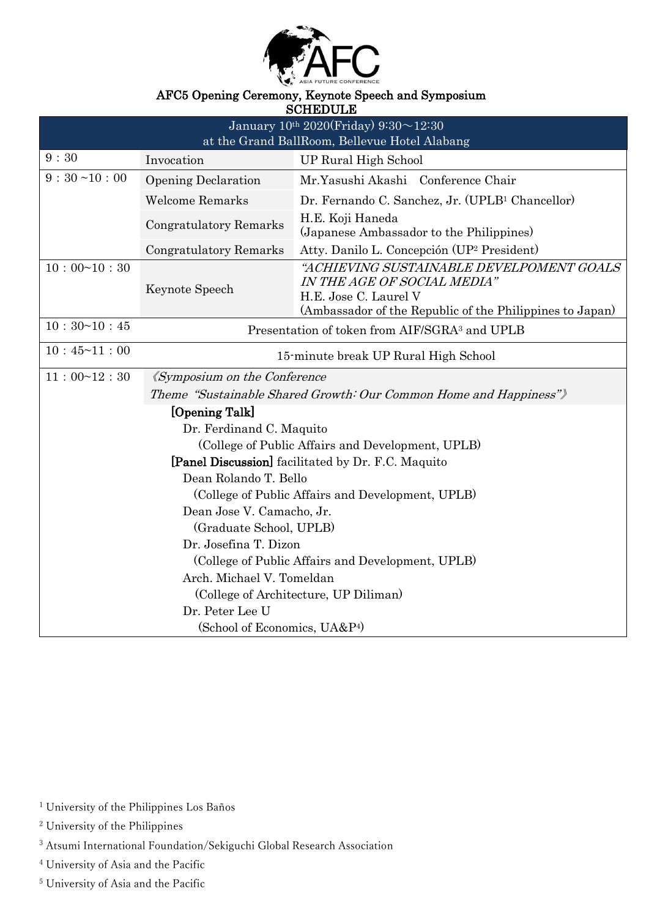# AFC5 Opening Ceremony, Keynote Speech and Symposium

## SCHEDULE

| January 10th 2020(Friday) 9:30〜12:30 at the Grand BallRoom, Bellevue Hotel Alabang | | |
|---|---|---|
| 9：30 | Invocation | UP Rural High School |
| 9：30 ~10：00 | Opening Declaration | Mr.Yasushi Akashi　Conference Chair |
| | Welcome Remarks | Dr. Fernando C. Sanchez, Jr. (UPLB[1] Chancellor) |
| | Congratulatory Remarks | H.E. Koji Haneda (Japanese Ambassador to the Philippines) |
| | Congratulatory Remarks | Atty. Danilo L. Concepción (UP[2] President) |
| 10：00~10：30 | Keynote Speech | *"ACHIEVING SUSTAINABLE DEVELPOMENT GOALS IN THE AGE OF SOCIAL MEDIA"* H.E. Jose C. Laurel V (Ambassador of the Republic of the Philippines to Japan) |
| 10：30~10：45 | Presentation of token from AIF/SGRA[3] and UPLB | |
| 10：45~11：00 | 15-minute break UP Rural High School | |
| 11：00~12：30 | *《Symposium on the Conference Theme "Sustainable Shared Growth: Our Common Home and Happiness"》*<br>**[Opening Talk]**<br>Dr. Ferdinand C. Maquito (College of Public Affairs and Development, UPLB)<br>**[Panel Discussion]** facilitated by Dr. F.C. Maquito<br>Dean Rolando T. Bello (College of Public Affairs and Development, UPLB)<br>Dean Jose V. Camacho, Jr. (Graduate School, UPLB)<br>Dr. Josefina T. Dizon (College of Public Affairs and Development, UPLB)<br>Arch. Michael V. Tomeldan (College of Architecture, UP Diliman)<br>Dr. Peter Lee U (School of Economics, UA&P[4]) | |

[1] University of the Philippines Los Baños

[2] University of the Philippines

[3] Atsumi International Foundation/Sekiguchi Global Research Association

[4] University of Asia and the Pacific

[5] University of Asia and the Pacific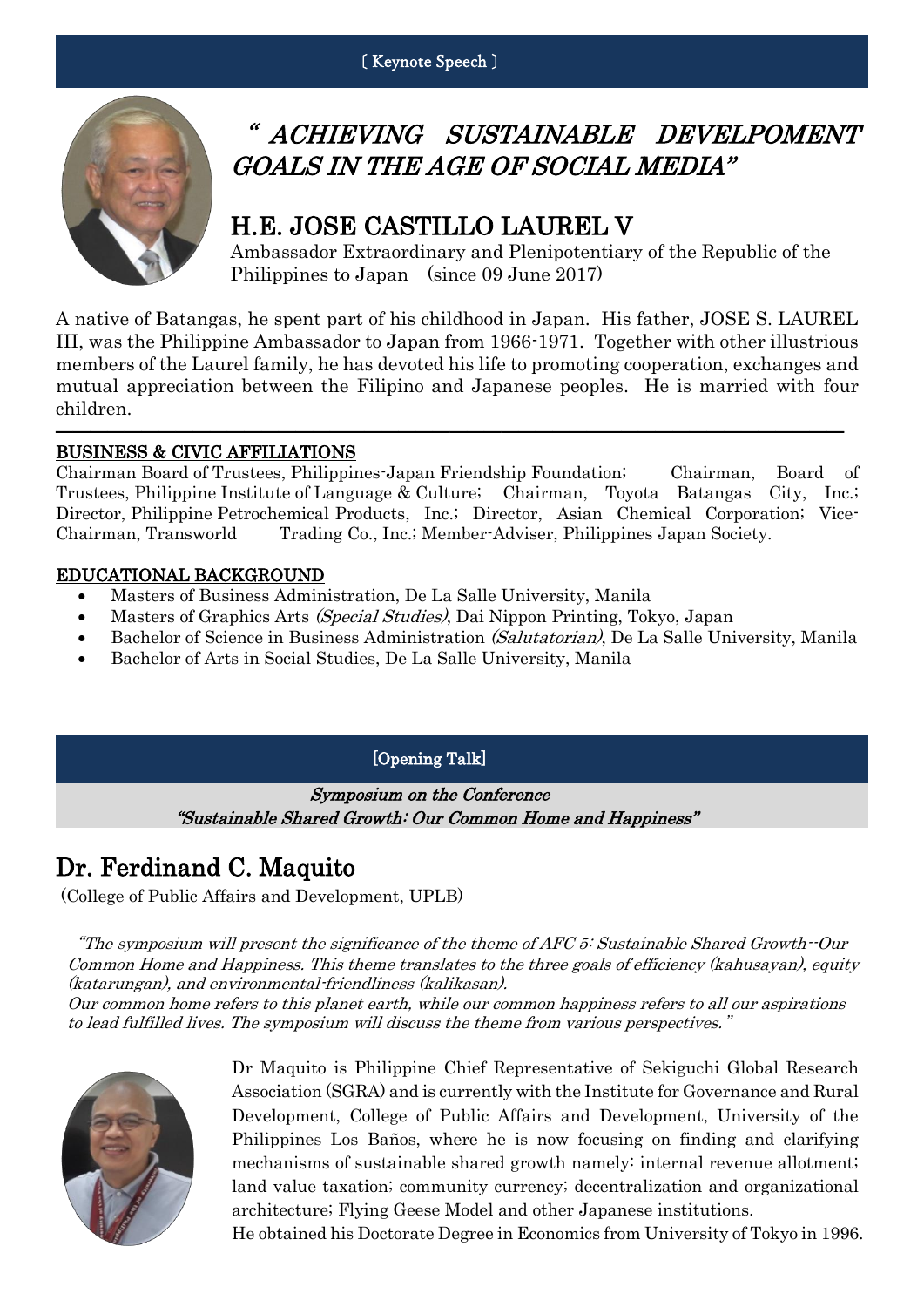〔Keynote Speech〕

# " ACHIEVING SUSTAINABLE DEVELPOMENT GOALS IN THE AGE OF SOCIAL MEDIA"

## H.E. JOSE CASTILLO LAUREL V

Ambassador Extraordinary and Plenipotentiary of the Republic of the Philippines to Japan (since 09 June 2017)

A native of Batangas, he spent part of his childhood in Japan. His father, JOSE S. LAUREL III, was the Philippine Ambassador to Japan from 1966-1971. Together with other illustrious members of the Laurel family, he has devoted his life to promoting cooperation, exchanges and mutual appreciation between the Filipino and Japanese peoples. He is married with four children.

---

**BUSINESS & CIVIC AFFILIATIONS**

Chairman Board of Trustees, Philippines-Japan Friendship Foundation; Chairman, Board of Trustees, Philippine Institute of Language & Culture; Chairman, Toyota Batangas City, Inc.; Director, Philippine Petrochemical Products, Inc.; Director, Asian Chemical Corporation; Vice-Chairman, Transworld Trading Co., Inc.; Member-Adviser, Philippines Japan Society.

**EDUCATIONAL BACKGROUND**

- Masters of Business Administration, De La Salle University, Manila
- Masters of Graphics Arts *(Special Studies)*, Dai Nippon Printing, Tokyo, Japan
- Bachelor of Science in Business Administration *(Salutatorian)*, De La Salle University, Manila
- Bachelor of Arts in Social Studies, De La Salle University, Manila

[Opening Talk]

*Symposium on the Conference*
*"Sustainable Shared Growth: Our Common Home and Happiness"*

## Dr. Ferdinand C. Maquito

(College of Public Affairs and Development, UPLB)

*"The symposium will present the significance of the theme of AFC 5: Sustainable Shared Growth--Our Common Home and Happiness. This theme translates to the three goals of efficiency (kahusayan), equity (katarungan), and environmental-friendliness (kalikasan).*
*Our common home refers to this planet earth, while our common happiness refers to all our aspirations to lead fulfilled lives. The symposium will discuss the theme from various perspectives."*

Dr Maquito is Philippine Chief Representative of Sekiguchi Global Research Association (SGRA) and is currently with the Institute for Governance and Rural Development, College of Public Affairs and Development, University of the Philippines Los Baños, where he is now focusing on finding and clarifying mechanisms of sustainable shared growth namely: internal revenue allotment; land value taxation; community currency; decentralization and organizational architecture; Flying Geese Model and other Japanese institutions.
He obtained his Doctorate Degree in Economics from University of Tokyo in 1996.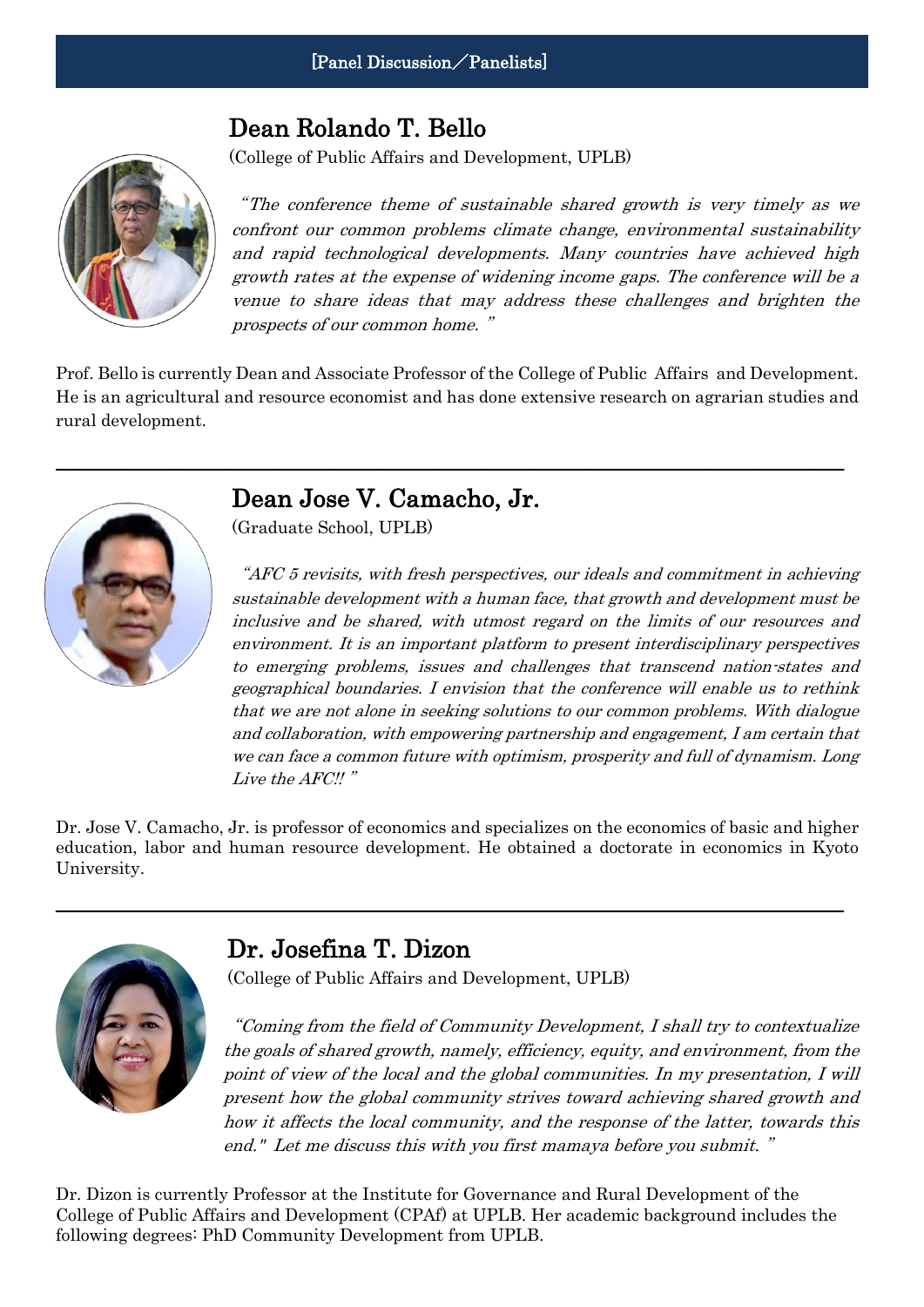[Panel Discussion／Panelists]

## Dean Rolando T. Bello

(College of Public Affairs and Development, UPLB)

*"The conference theme of sustainable shared growth is very timely as we confront our common problems climate change, environmental sustainability and rapid technological developments. Many countries have achieved high growth rates at the expense of widening income gaps. The conference will be a venue to share ideas that may address these challenges and brighten the prospects of our common home."*

Prof. Bello is currently Dean and Associate Professor of the College of Public Affairs and Development. He is an agricultural and resource economist and has done extensive research on agrarian studies and rural development.

---

## Dean Jose V. Camacho, Jr.

(Graduate School, UPLB)

*"AFC 5 revisits, with fresh perspectives, our ideals and commitment in achieving sustainable development with a human face, that growth and development must be inclusive and be shared, with utmost regard on the limits of our resources and environment. It is an important platform to present interdisciplinary perspectives to emerging problems, issues and challenges that transcend nation-states and geographical boundaries. I envision that the conference will enable us to rethink that we are not alone in seeking solutions to our common problems. With dialogue and collaboration, with empowering partnership and engagement, I am certain that we can face a common future with optimism, prosperity and full of dynamism. Long Live the AFC!!"*

Dr. Jose V. Camacho, Jr. is professor of economics and specializes on the economics of basic and higher education, labor and human resource development. He obtained a doctorate in economics in Kyoto University.

---

## Dr. Josefina T. Dizon

(College of Public Affairs and Development, UPLB)

*"Coming from the field of Community Development, I shall try to contextualize the goals of shared growth, namely, efficiency, equity, and environment, from the point of view of the local and the global communities. In my presentation, I will present how the global community strives toward achieving shared growth and how it affects the local community, and the response of the latter, towards this end." Let me discuss this with you first mamaya before you submit."*

Dr. Dizon is currently Professor at the Institute for Governance and Rural Development of the College of Public Affairs and Development (CPAf) at UPLB. Her academic background includes the following degrees: PhD Community Development from UPLB.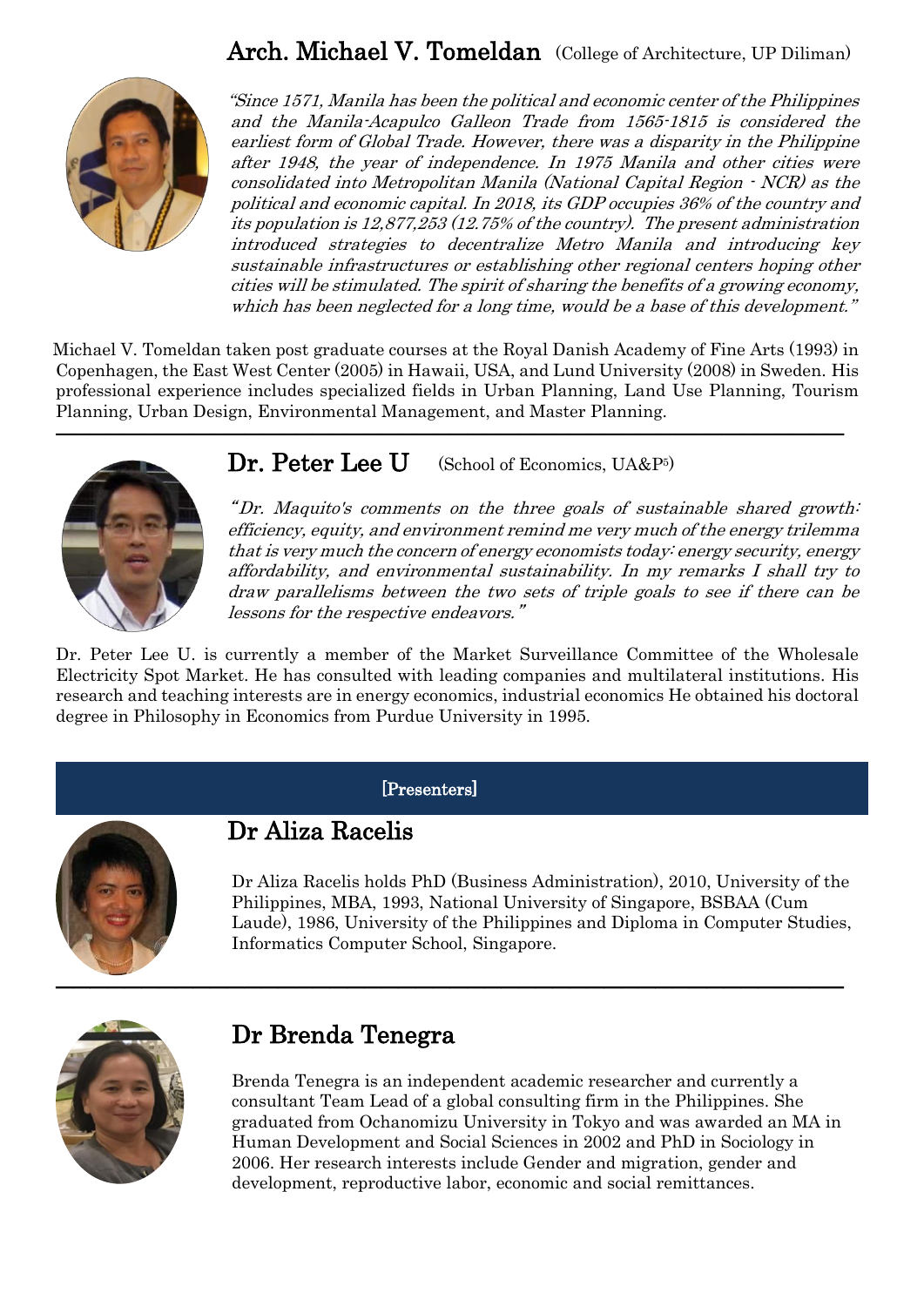## Arch. Michael V. Tomeldan (College of Architecture, UP Diliman)

*"Since 1571, Manila has been the political and economic center of the Philippines and the Manila-Acapulco Galleon Trade from 1565-1815 is considered the earliest form of Global Trade. However, there was a disparity in the Philippine after 1948, the year of independence. In 1975 Manila and other cities were consolidated into Metropolitan Manila (National Capital Region - NCR) as the political and economic capital. In 2018, its GDP occupies 36% of the country and its population is 12,877,253 (12.75% of the country). The present administration introduced strategies to decentralize Metro Manila and introducing key sustainable infrastructures or establishing other regional centers hoping other cities will be stimulated. The spirit of sharing the benefits of a growing economy, which has been neglected for a long time, would be a base of this development."*

Michael V. Tomeldan taken post graduate courses at the Royal Danish Academy of Fine Arts (1993) in Copenhagen, the East West Center (2005) in Hawaii, USA, and Lund University (2008) in Sweden. His professional experience includes specialized fields in Urban Planning, Land Use Planning, Tourism Planning, Urban Design, Environmental Management, and Master Planning.

---

## Dr. Peter Lee U (School of Economics, UA&P[5])

*"Dr. Maquito's comments on the three goals of sustainable shared growth: efficiency, equity, and environment remind me very much of the energy trilemma that is very much the concern of energy economists today: energy security, energy affordability, and environmental sustainability. In my remarks I shall try to draw parallelisms between the two sets of triple goals to see if there can be lessons for the respective endeavors."*

Dr. Peter Lee U. is currently a member of the Market Surveillance Committee of the Wholesale Electricity Spot Market. He has consulted with leading companies and multilateral institutions. His research and teaching interests are in energy economics, industrial economics He obtained his doctoral degree in Philosophy in Economics from Purdue University in 1995.

# [Presenters]

## Dr Aliza Racelis

Dr Aliza Racelis holds PhD (Business Administration), 2010, University of the Philippines, MBA, 1993, National University of Singapore, BSBAA (Cum Laude), 1986, University of the Philippines and Diploma in Computer Studies, Informatics Computer School, Singapore.

---

## Dr Brenda Tenegra

Brenda Tenegra is an independent academic researcher and currently a consultant Team Lead of a global consulting firm in the Philippines. She graduated from Ochanomizu University in Tokyo and was awarded an MA in Human Development and Social Sciences in 2002 and PhD in Sociology in 2006. Her research interests include Gender and migration, gender and development, reproductive labor, economic and social remittances.